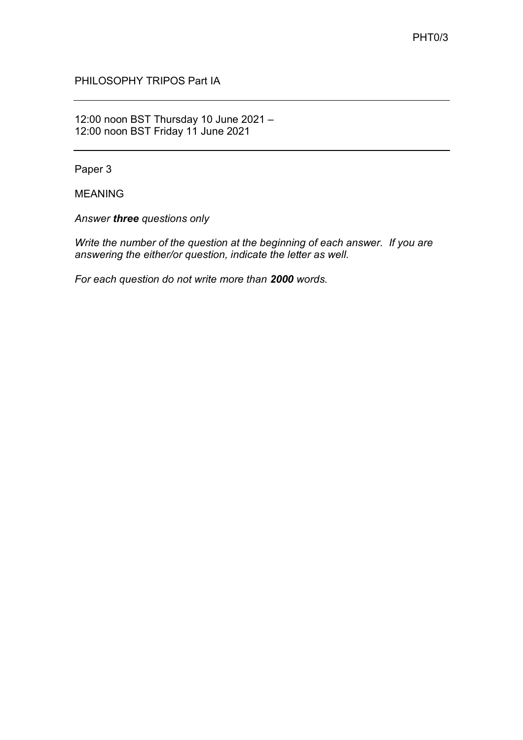PHT0/3

PHILOSOPHY TRIPOS Part IA

---

12:00 noon BST Thursday 10 June 2021 –
12:00 noon BST Friday 11 June 2021

---

Paper 3

MEANING

*Answer **three** questions only*

*Write the number of the question at the beginning of each answer. If you are answering the either/or question, indicate the letter as well.*

*For each question do not write more than **2000** words.*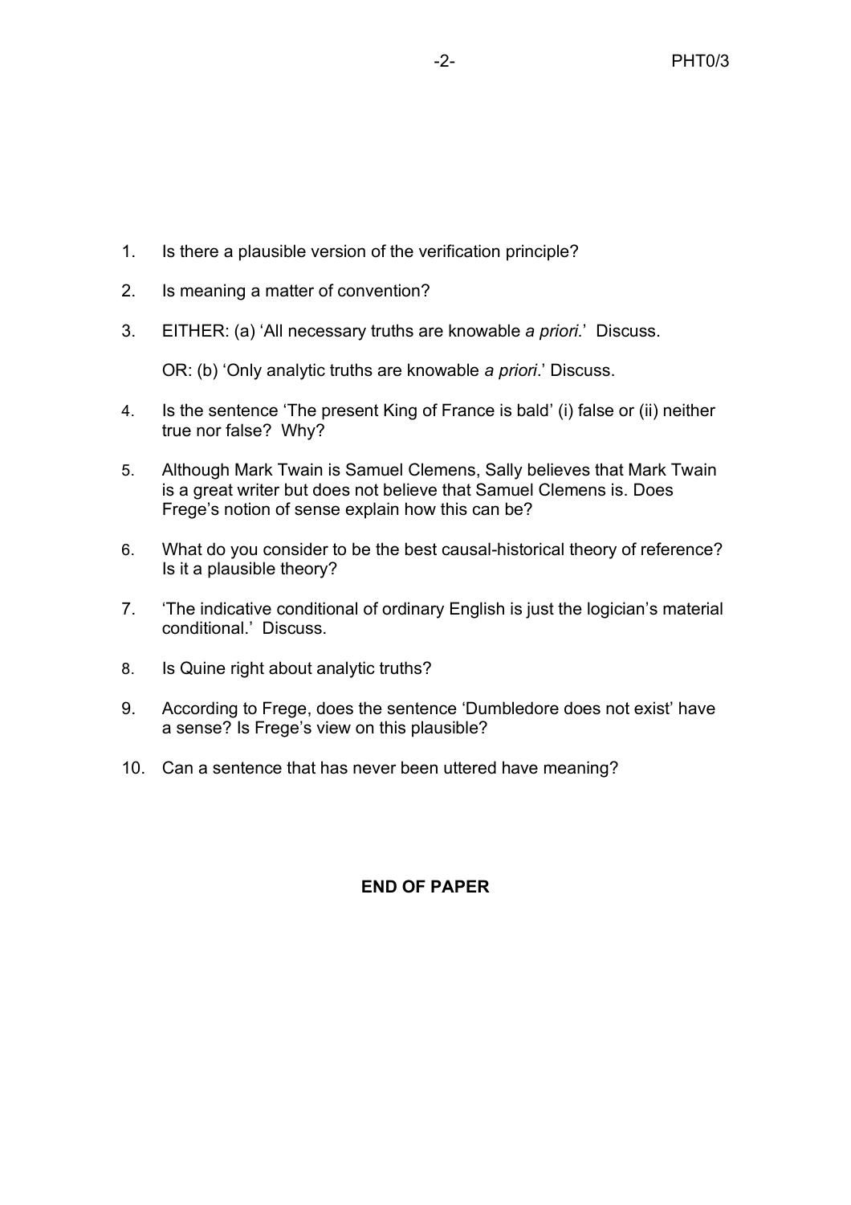1. Is there a plausible version of the verification principle?

2. Is meaning a matter of convention?

3. EITHER: (a) 'All necessary truths are knowable *a priori*.' Discuss.

   OR: (b) 'Only analytic truths are knowable *a priori*.' Discuss.

4. Is the sentence 'The present King of France is bald' (i) false or (ii) neither true nor false? Why?

5. Although Mark Twain is Samuel Clemens, Sally believes that Mark Twain is a great writer but does not believe that Samuel Clemens is. Does Frege's notion of sense explain how this can be?

6. What do you consider to be the best causal-historical theory of reference? Is it a plausible theory?

7. 'The indicative conditional of ordinary English is just the logician's material conditional.' Discuss.

8. Is Quine right about analytic truths?

9. According to Frege, does the sentence 'Dumbledore does not exist' have a sense? Is Frege's view on this plausible?

10. Can a sentence that has never been uttered have meaning?

**END OF PAPER**